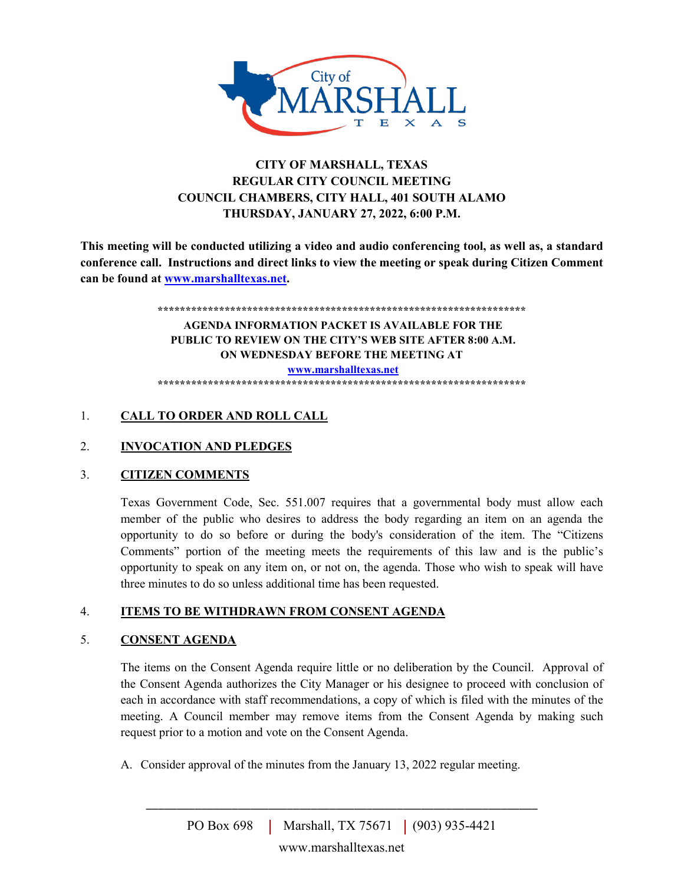**CITY OF MARSHALL, TEXAS**
**REGULAR CITY COUNCIL MEETING**
**COUNCIL CHAMBERS, CITY HALL, 401 SOUTH ALAMO**
**THURSDAY, JANUARY 27, 2022, 6:00 P.M.**

**This meeting will be conducted utilizing a video and audio conferencing tool, as well as, a standard conference call. Instructions and direct links to view the meeting or speak during Citizen Comment can be found at [www.marshalltexas.net](http://www.marshalltexas.net).**

**********************************************************************

**AGENDA INFORMATION PACKET IS AVAILABLE FOR THE PUBLIC TO REVIEW ON THE CITY'S WEB SITE AFTER 8:00 A.M. ON WEDNESDAY BEFORE THE MEETING AT [www.marshalltexas.net](http://www.marshalltexas.net)**

**********************************************************************

1. **CALL TO ORDER AND ROLL CALL**

2. **INVOCATION AND PLEDGES**

3. **CITIZEN COMMENTS**

   Texas Government Code, Sec. 551.007 requires that a governmental body must allow each member of the public who desires to address the body regarding an item on an agenda the opportunity to do so before or during the body's consideration of the item. The "Citizens Comments" portion of the meeting meets the requirements of this law and is the public's opportunity to speak on any item on, or not on, the agenda. Those who wish to speak will have three minutes to do so unless additional time has been requested.

4. **ITEMS TO BE WITHDRAWN FROM CONSENT AGENDA**

5. **CONSENT AGENDA**

   The items on the Consent Agenda require little or no deliberation by the Council. Approval of the Consent Agenda authorizes the City Manager or his designee to proceed with conclusion of each in accordance with staff recommendations, a copy of which is filed with the minutes of the meeting. A Council member may remove items from the Consent Agenda by making such request prior to a motion and vote on the Consent Agenda.

   A. Consider approval of the minutes from the January 13, 2022 regular meeting.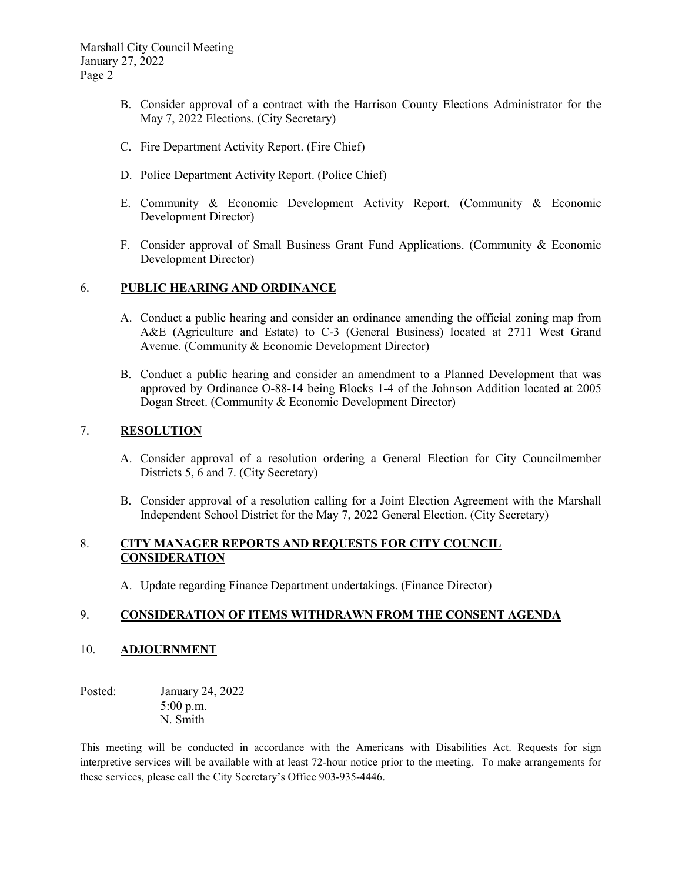B. Consider approval of a contract with the Harrison County Elections Administrator for the May 7, 2022 Elections. (City Secretary)

C. Fire Department Activity Report. (Fire Chief)

D. Police Department Activity Report. (Police Chief)

E. Community & Economic Development Activity Report. (Community & Economic Development Director)

F. Consider approval of Small Business Grant Fund Applications. (Community & Economic Development Director)

6. **PUBLIC HEARING AND ORDINANCE**

A. Conduct a public hearing and consider an ordinance amending the official zoning map from A&E (Agriculture and Estate) to C-3 (General Business) located at 2711 West Grand Avenue. (Community & Economic Development Director)

B. Conduct a public hearing and consider an amendment to a Planned Development that was approved by Ordinance O-88-14 being Blocks 1-4 of the Johnson Addition located at 2005 Dogan Street. (Community & Economic Development Director)

7. **RESOLUTION**

A. Consider approval of a resolution ordering a General Election for City Councilmember Districts 5, 6 and 7. (City Secretary)

B. Consider approval of a resolution calling for a Joint Election Agreement with the Marshall Independent School District for the May 7, 2022 General Election. (City Secretary)

8. **CITY MANAGER REPORTS AND REQUESTS FOR CITY COUNCIL CONSIDERATION**

A. Update regarding Finance Department undertakings. (Finance Director)

9. **CONSIDERATION OF ITEMS WITHDRAWN FROM THE CONSENT AGENDA**

10. **ADJOURNMENT**

Posted: January 24, 2022
5:00 p.m.
N. Smith

This meeting will be conducted in accordance with the Americans with Disabilities Act. Requests for sign interpretive services will be available with at least 72-hour notice prior to the meeting. To make arrangements for these services, please call the City Secretary's Office 903-935-4446.